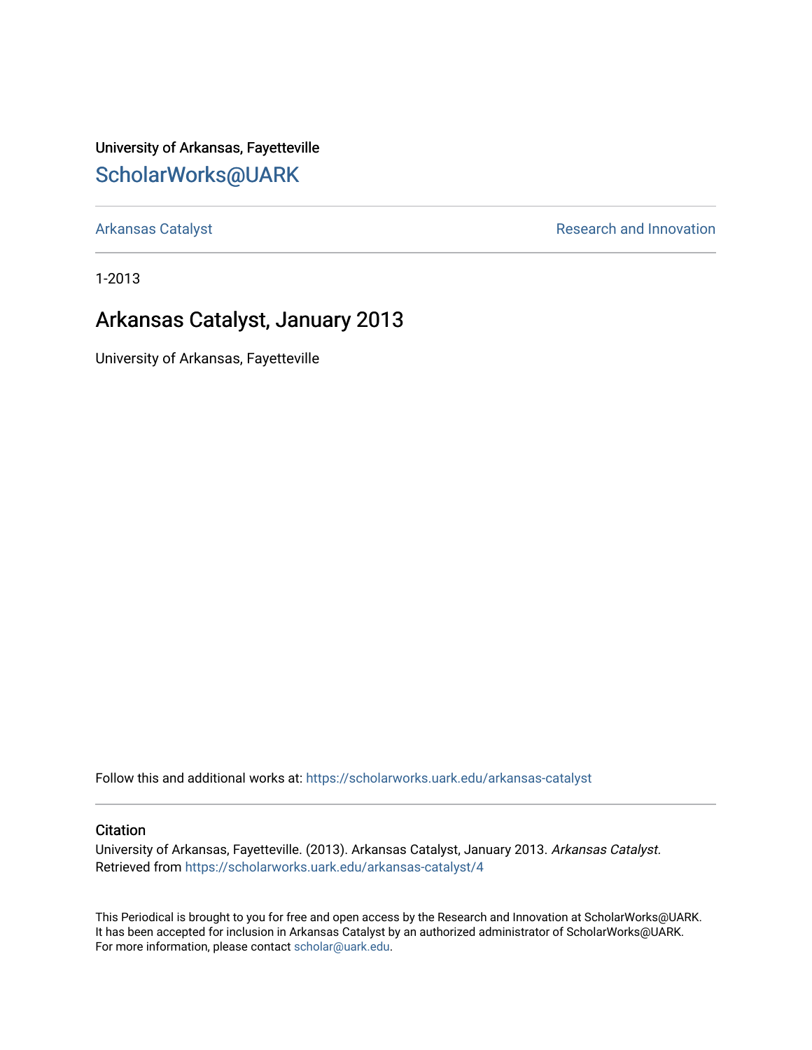University of Arkansas, Fayetteville

[ScholarWorks@UARK](https://scholarworks.uark.edu)

Arkansas Catalyst | Research and Innovation

1-2013

# Arkansas Catalyst, January 2013

University of Arkansas, Fayetteville

Follow this and additional works at: https://scholarworks.uark.edu/arkansas-catalyst

## Citation

University of Arkansas, Fayetteville. (2013). Arkansas Catalyst, January 2013. *Arkansas Catalyst.* Retrieved from https://scholarworks.uark.edu/arkansas-catalyst/4

This Periodical is brought to you for free and open access by the Research and Innovation at ScholarWorks@UARK. It has been accepted for inclusion in Arkansas Catalyst by an authorized administrator of ScholarWorks@UARK. For more information, please contact scholar@uark.edu.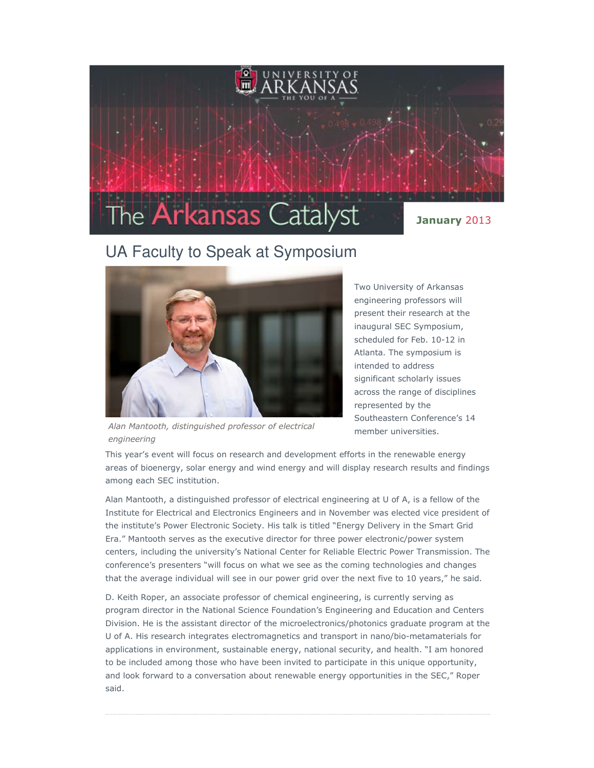# The Arkansas Catalyst

**January** 2013

## UA Faculty to Speak at Symposium

*Alan Mantooth, distinguished professor of electrical engineering*

Two University of Arkansas engineering professors will present their research at the inaugural SEC Symposium, scheduled for Feb. 10-12 in Atlanta. The symposium is intended to address significant scholarly issues across the range of disciplines represented by the Southeastern Conference's 14 member universities.

This year's event will focus on research and development efforts in the renewable energy areas of bioenergy, solar energy and wind energy and will display research results and findings among each SEC institution.

Alan Mantooth, a distinguished professor of electrical engineering at U of A, is a fellow of the Institute for Electrical and Electronics Engineers and in November was elected vice president of the institute's Power Electronic Society. His talk is titled "Energy Delivery in the Smart Grid Era." Mantooth serves as the executive director for three power electronic/power system centers, including the university's National Center for Reliable Electric Power Transmission. The conference's presenters "will focus on what we see as the coming technologies and changes that the average individual will see in our power grid over the next five to 10 years," he said.

D. Keith Roper, an associate professor of chemical engineering, is currently serving as program director in the National Science Foundation's Engineering and Education and Centers Division. He is the assistant director of the microelectronics/photonics graduate program at the U of A. His research integrates electromagnetics and transport in nano/bio-metamaterials for applications in environment, sustainable energy, national security, and health. "I am honored to be included among those who have been invited to participate in this unique opportunity, and look forward to a conversation about renewable energy opportunities in the SEC," Roper said.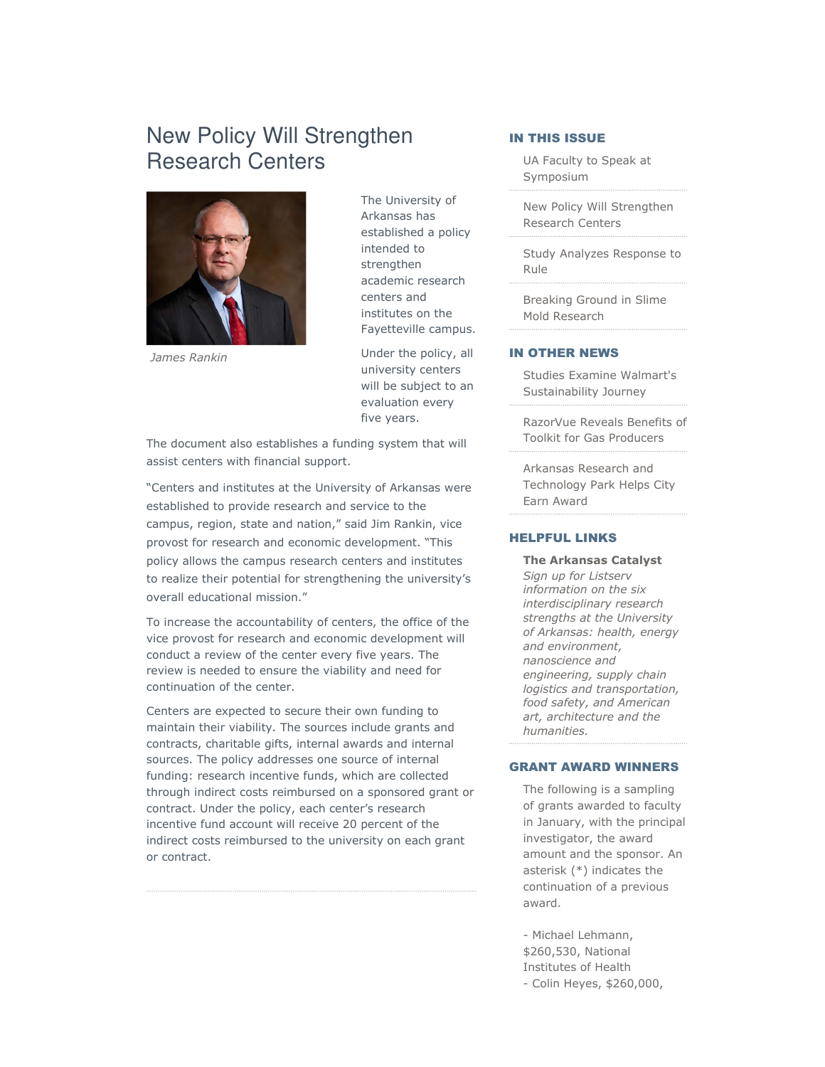# New Policy Will Strengthen Research Centers

James Rankin

The University of Arkansas has established a policy intended to strengthen academic research centers and institutes on the Fayetteville campus.

Under the policy, all university centers will be subject to an evaluation every five years.

The document also establishes a funding system that will assist centers with financial support.

“Centers and institutes at the University of Arkansas were established to provide research and service to the campus, region, state and nation,” said Jim Rankin, vice provost for research and economic development. “This policy allows the campus research centers and institutes to realize their potential for strengthening the university’s overall educational mission.”

To increase the accountability of centers, the office of the vice provost for research and economic development will conduct a review of the center every five years. The review is needed to ensure the viability and need for continuation of the center.

Centers are expected to secure their own funding to maintain their viability. The sources include grants and contracts, charitable gifts, internal awards and internal sources. The policy addresses one source of internal funding: research incentive funds, which are collected through indirect costs reimbursed on a sponsored grant or contract. Under the policy, each center’s research incentive fund account will receive 20 percent of the indirect costs reimbursed to the university on each grant or contract.

## IN THIS ISSUE

- UA Faculty to Speak at Symposium
- New Policy Will Strengthen Research Centers
- Study Analyzes Response to Rule
- Breaking Ground in Slime Mold Research

## IN OTHER NEWS

- Studies Examine Walmart's Sustainability Journey
- RazorVue Reveals Benefits of Toolkit for Gas Producers
- Arkansas Research and Technology Park Helps City Earn Award

## HELPFUL LINKS

**The Arkansas Catalyst**
*Sign up for Listserv information on the six interdisciplinary research strengths at the University of Arkansas: health, energy and environment, nanoscience and engineering, supply chain logistics and transportation, food safety, and American art, architecture and the humanities.*

## GRANT AWARD WINNERS

The following is a sampling of grants awarded to faculty in January, with the principal investigator, the award amount and the sponsor. An asterisk (*) indicates the continuation of a previous award.

- Michael Lehmann, $260,530, National Institutes of Health
- Colin Heyes, $260,000,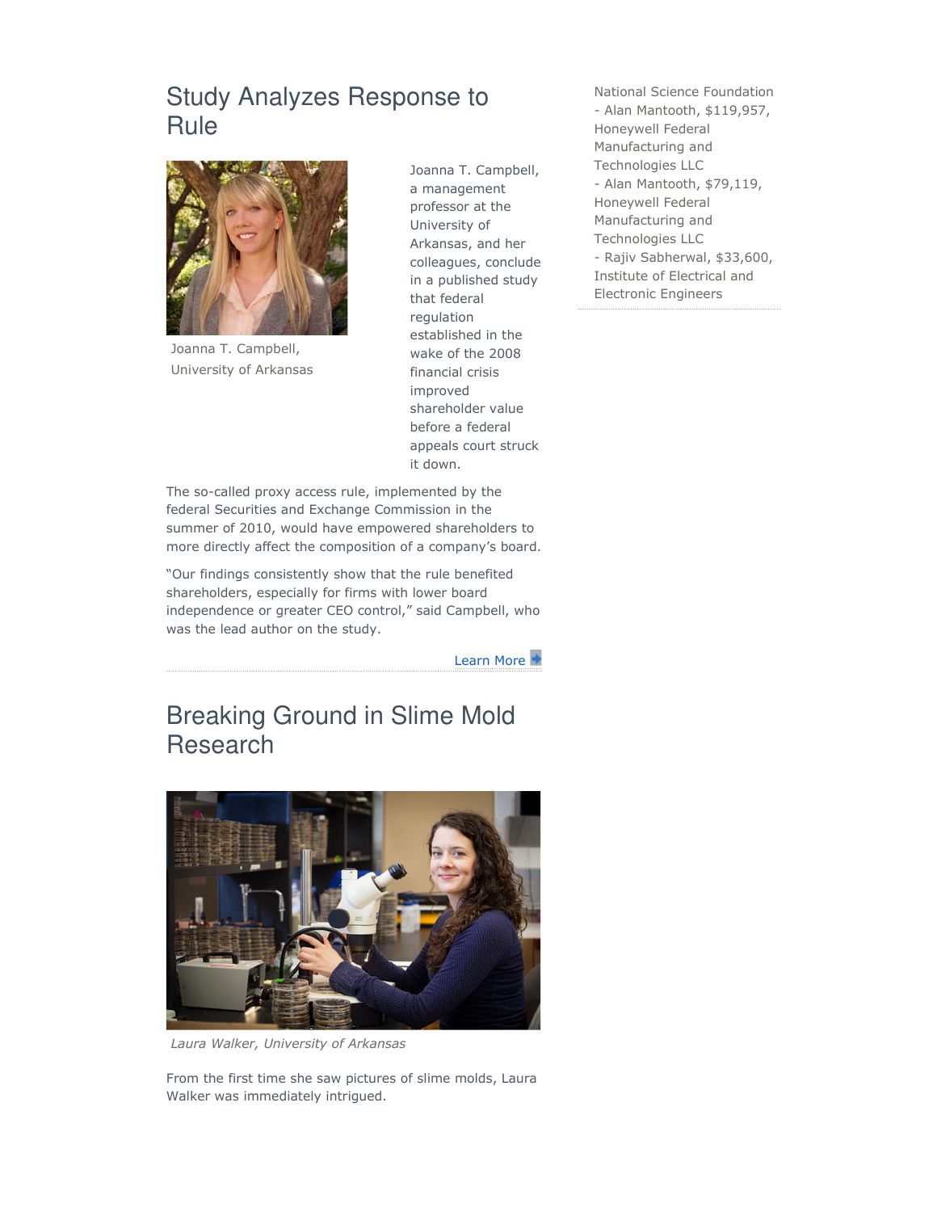## Study Analyzes Response to Rule

Joanna T. Campbell, University of Arkansas

Joanna T. Campbell, a management professor at the University of Arkansas, and her colleagues, conclude in a published study that federal regulation established in the wake of the 2008 financial crisis improved shareholder value before a federal appeals court struck it down.

The so-called proxy access rule, implemented by the federal Securities and Exchange Commission in the summer of 2010, would have empowered shareholders to more directly affect the composition of a company's board.

"Our findings consistently show that the rule benefited shareholders, especially for firms with lower board independence or greater CEO control," said Campbell, who was the lead author on the study.

Learn More

## Breaking Ground in Slime Mold Research

*Laura Walker, University of Arkansas*

From the first time she saw pictures of slime molds, Laura Walker was immediately intrigued.

National Science Foundation
- Alan Mantooth, $119,957, Honeywell Federal Manufacturing and Technologies LLC
- Alan Mantooth, $79,119, Honeywell Federal Manufacturing and Technologies LLC
- Rajiv Sabherwal, $33,600, Institute of Electrical and Electronic Engineers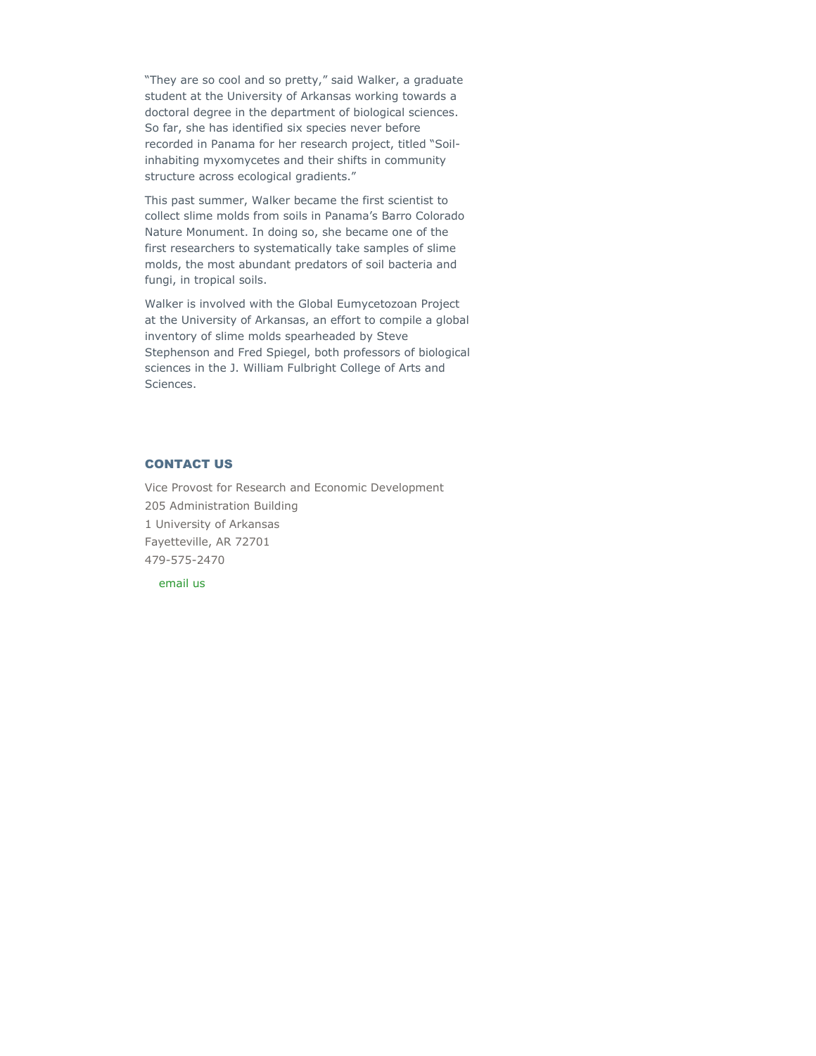"They are so cool and so pretty," said Walker, a graduate student at the University of Arkansas working towards a doctoral degree in the department of biological sciences. So far, she has identified six species never before recorded in Panama for her research project, titled "Soil-inhabiting myxomycetes and their shifts in community structure across ecological gradients."

This past summer, Walker became the first scientist to collect slime molds from soils in Panama's Barro Colorado Nature Monument. In doing so, she became one of the first researchers to systematically take samples of slime molds, the most abundant predators of soil bacteria and fungi, in tropical soils.

Walker is involved with the Global Eumycetozoan Project at the University of Arkansas, an effort to compile a global inventory of slime molds spearheaded by Steve Stephenson and Fred Spiegel, both professors of biological sciences in the J. William Fulbright College of Arts and Sciences.

## CONTACT US

Vice Provost for Research and Economic Development
205 Administration Building
1 University of Arkansas
Fayetteville, AR 72701
479-575-2470

email us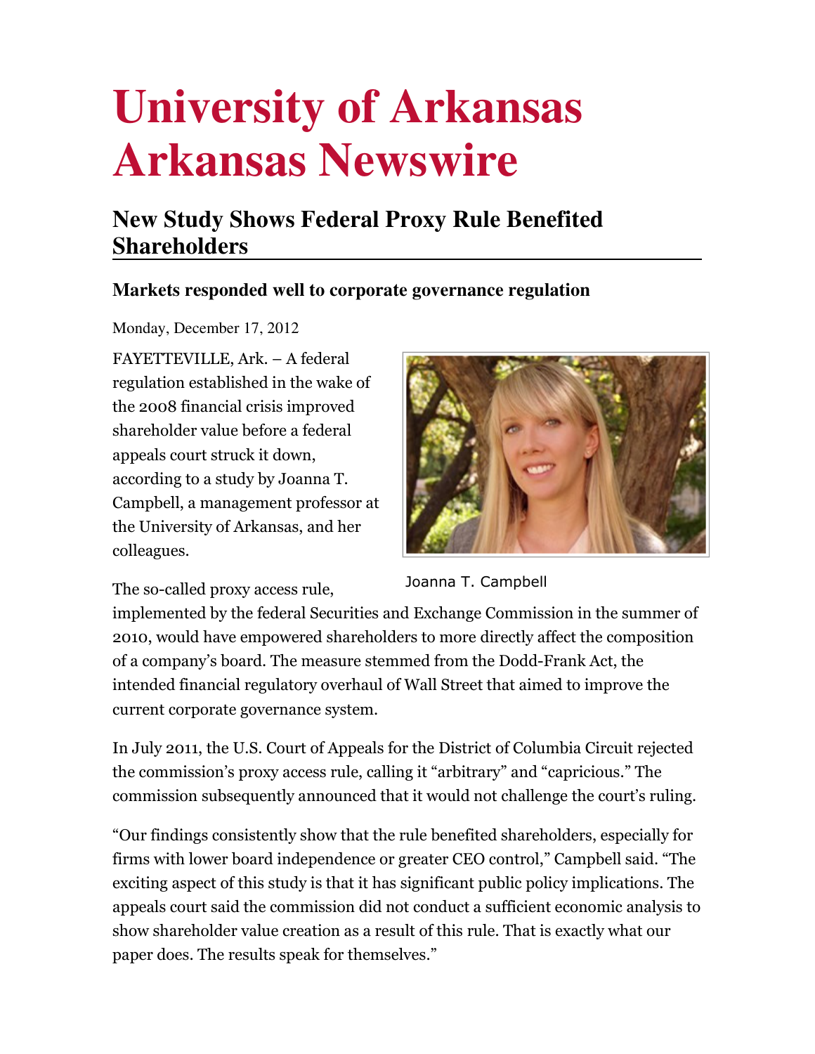# University of Arkansas Arkansas Newswire

## New Study Shows Federal Proxy Rule Benefited Shareholders

### Markets responded well to corporate governance regulation

Monday, December 17, 2012

FAYETTEVILLE, Ark. – A federal regulation established in the wake of the 2008 financial crisis improved shareholder value before a federal appeals court struck it down, according to a study by Joanna T. Campbell, a management professor at the University of Arkansas, and her colleagues.

Joanna T. Campbell

The so-called proxy access rule, implemented by the federal Securities and Exchange Commission in the summer of 2010, would have empowered shareholders to more directly affect the composition of a company's board. The measure stemmed from the Dodd-Frank Act, the intended financial regulatory overhaul of Wall Street that aimed to improve the current corporate governance system.

In July 2011, the U.S. Court of Appeals for the District of Columbia Circuit rejected the commission's proxy access rule, calling it "arbitrary" and "capricious." The commission subsequently announced that it would not challenge the court's ruling.

"Our findings consistently show that the rule benefited shareholders, especially for firms with lower board independence or greater CEO control," Campbell said. "The exciting aspect of this study is that it has significant public policy implications. The appeals court said the commission did not conduct a sufficient economic analysis to show shareholder value creation as a result of this rule. That is exactly what our paper does. The results speak for themselves."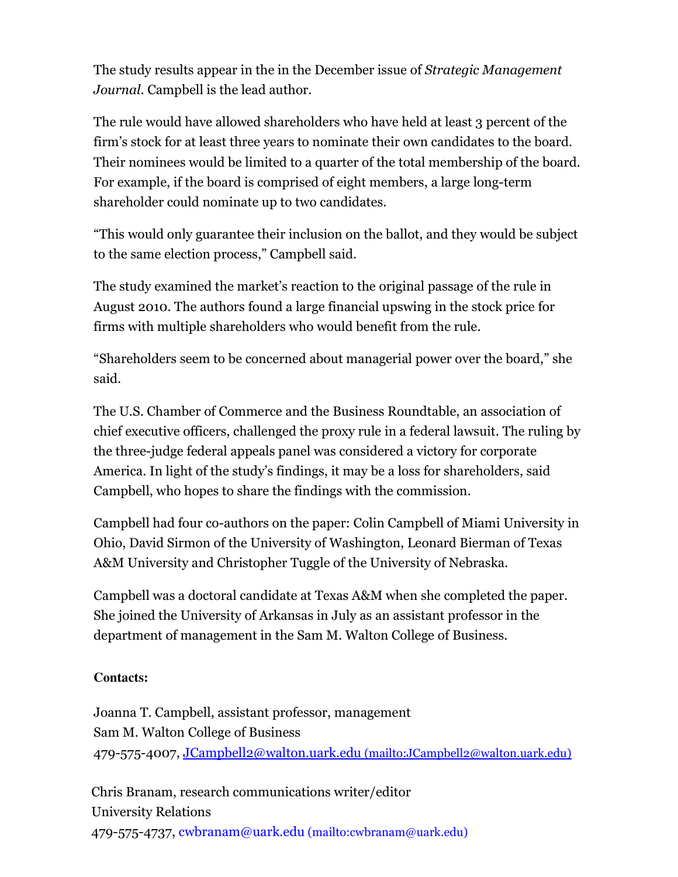The study results appear in the in the December issue of *Strategic Management Journal*. Campbell is the lead author.

The rule would have allowed shareholders who have held at least 3 percent of the firm's stock for at least three years to nominate their own candidates to the board. Their nominees would be limited to a quarter of the total membership of the board. For example, if the board is comprised of eight members, a large long-term shareholder could nominate up to two candidates.

"This would only guarantee their inclusion on the ballot, and they would be subject to the same election process," Campbell said.

The study examined the market's reaction to the original passage of the rule in August 2010. The authors found a large financial upswing in the stock price for firms with multiple shareholders who would benefit from the rule.

"Shareholders seem to be concerned about managerial power over the board," she said.

The U.S. Chamber of Commerce and the Business Roundtable, an association of chief executive officers, challenged the proxy rule in a federal lawsuit. The ruling by the three-judge federal appeals panel was considered a victory for corporate America. In light of the study's findings, it may be a loss for shareholders, said Campbell, who hopes to share the findings with the commission.

Campbell had four co-authors on the paper: Colin Campbell of Miami University in Ohio, David Sirmon of the University of Washington, Leonard Bierman of Texas A&M University and Christopher Tuggle of the University of Nebraska.

Campbell was a doctoral candidate at Texas A&M when she completed the paper. She joined the University of Arkansas in July as an assistant professor in the department of management in the Sam M. Walton College of Business.

**Contacts:**

Joanna T. Campbell, assistant professor, management
Sam M. Walton College of Business
479-575-4007, JCampbell2@walton.uark.edu (mailto:JCampbell2@walton.uark.edu)

Chris Branam, research communications writer/editor
University Relations
479-575-4737, cwbranam@uark.edu (mailto:cwbranam@uark.edu)